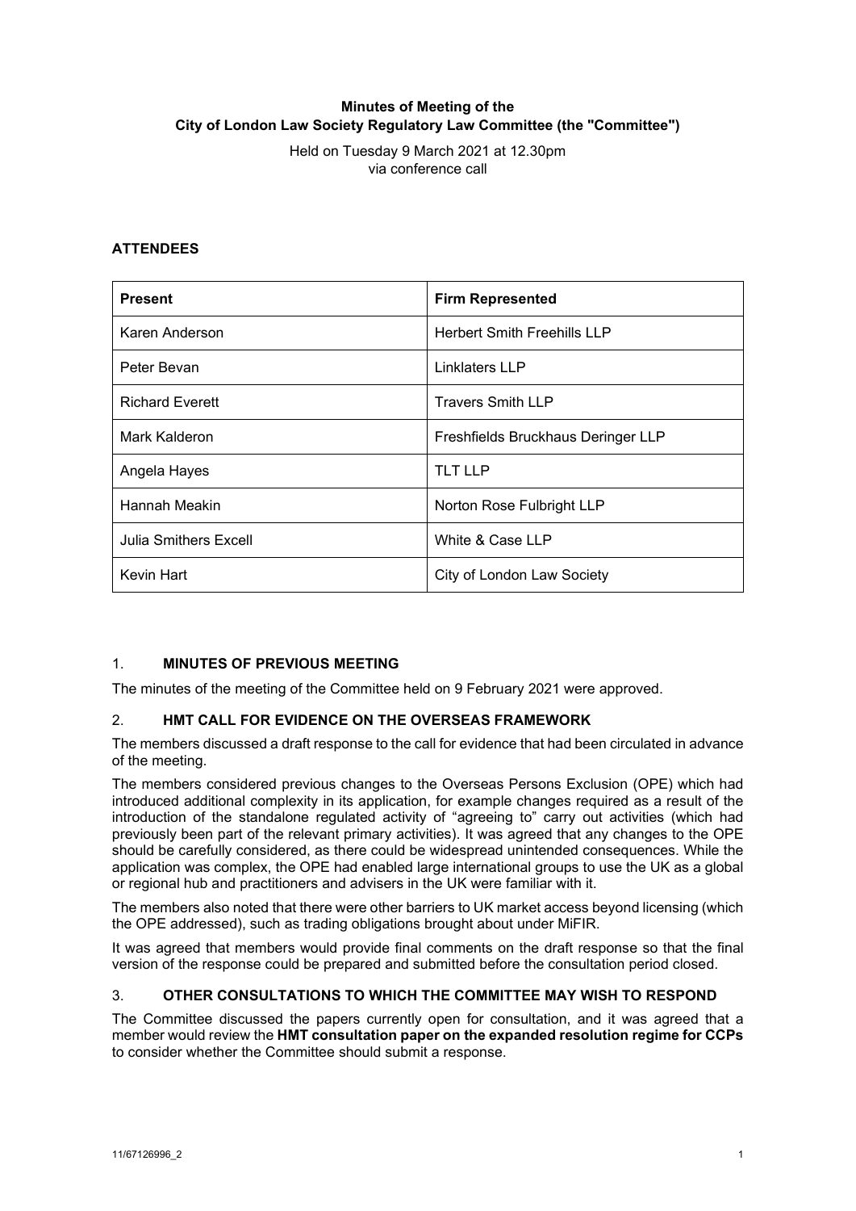**Minutes of Meeting of the City of London Law Society Regulatory Law Committee (the "Committee")**

Held on Tuesday 9 March 2021 at 12.30pm
via conference call

**ATTENDEES**

| **Present** | **Firm Represented** |
|---|---|
| Karen Anderson | Herbert Smith Freehills LLP |
| Peter Bevan | Linklaters LLP |
| Richard Everett | Travers Smith LLP |
| Mark Kalderon | Freshfields Bruckhaus Deringer LLP |
| Angela Hayes | TLT LLP |
| Hannah Meakin | Norton Rose Fulbright LLP |
| Julia Smithers Excell | White & Case LLP |
| Kevin Hart | City of London Law Society |

## 1. MINUTES OF PREVIOUS MEETING

The minutes of the meeting of the Committee held on 9 February 2021 were approved.

## 2. HMT CALL FOR EVIDENCE ON THE OVERSEAS FRAMEWORK

The members discussed a draft response to the call for evidence that had been circulated in advance of the meeting.

The members considered previous changes to the Overseas Persons Exclusion (OPE) which had introduced additional complexity in its application, for example changes required as a result of the introduction of the standalone regulated activity of "agreeing to" carry out activities (which had previously been part of the relevant primary activities). It was agreed that any changes to the OPE should be carefully considered, as there could be widespread unintended consequences. While the application was complex, the OPE had enabled large international groups to use the UK as a global or regional hub and practitioners and advisers in the UK were familiar with it.

The members also noted that there were other barriers to UK market access beyond licensing (which the OPE addressed), such as trading obligations brought about under MiFIR.

It was agreed that members would provide final comments on the draft response so that the final version of the response could be prepared and submitted before the consultation period closed.

## 3. OTHER CONSULTATIONS TO WHICH THE COMMITTEE MAY WISH TO RESPOND

The Committee discussed the papers currently open for consultation, and it was agreed that a member would review the **HMT consultation paper on the expanded resolution regime for CCPs** to consider whether the Committee should submit a response.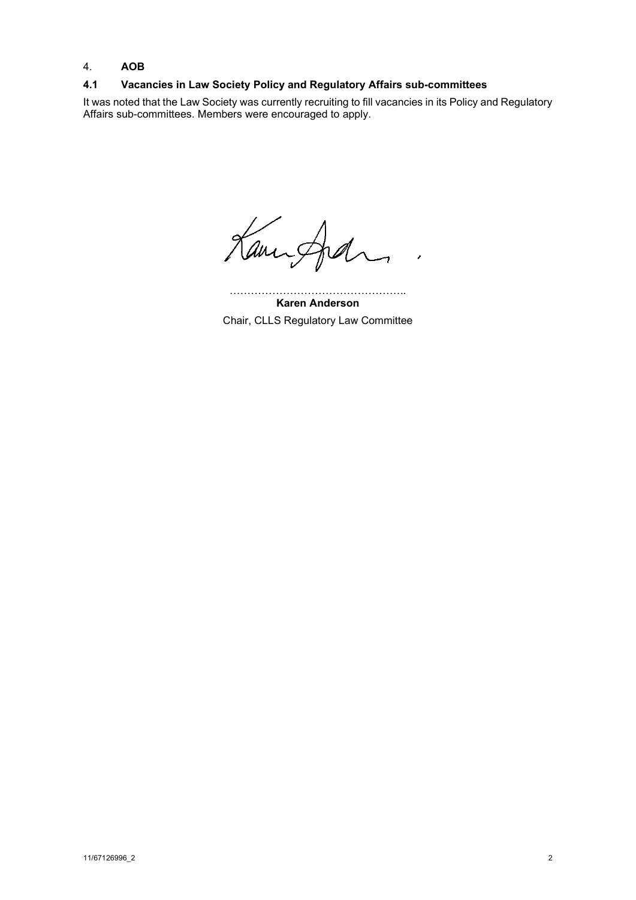4. **AOB**

**4.1 Vacancies in Law Society Policy and Regulatory Affairs sub-committees**

It was noted that the Law Society was currently recruiting to fill vacancies in its Policy and Regulatory Affairs sub-committees. Members were encouraged to apply.

…………………………………………..

**Karen Anderson**

Chair, CLLS Regulatory Law Committee

11/67126996_2